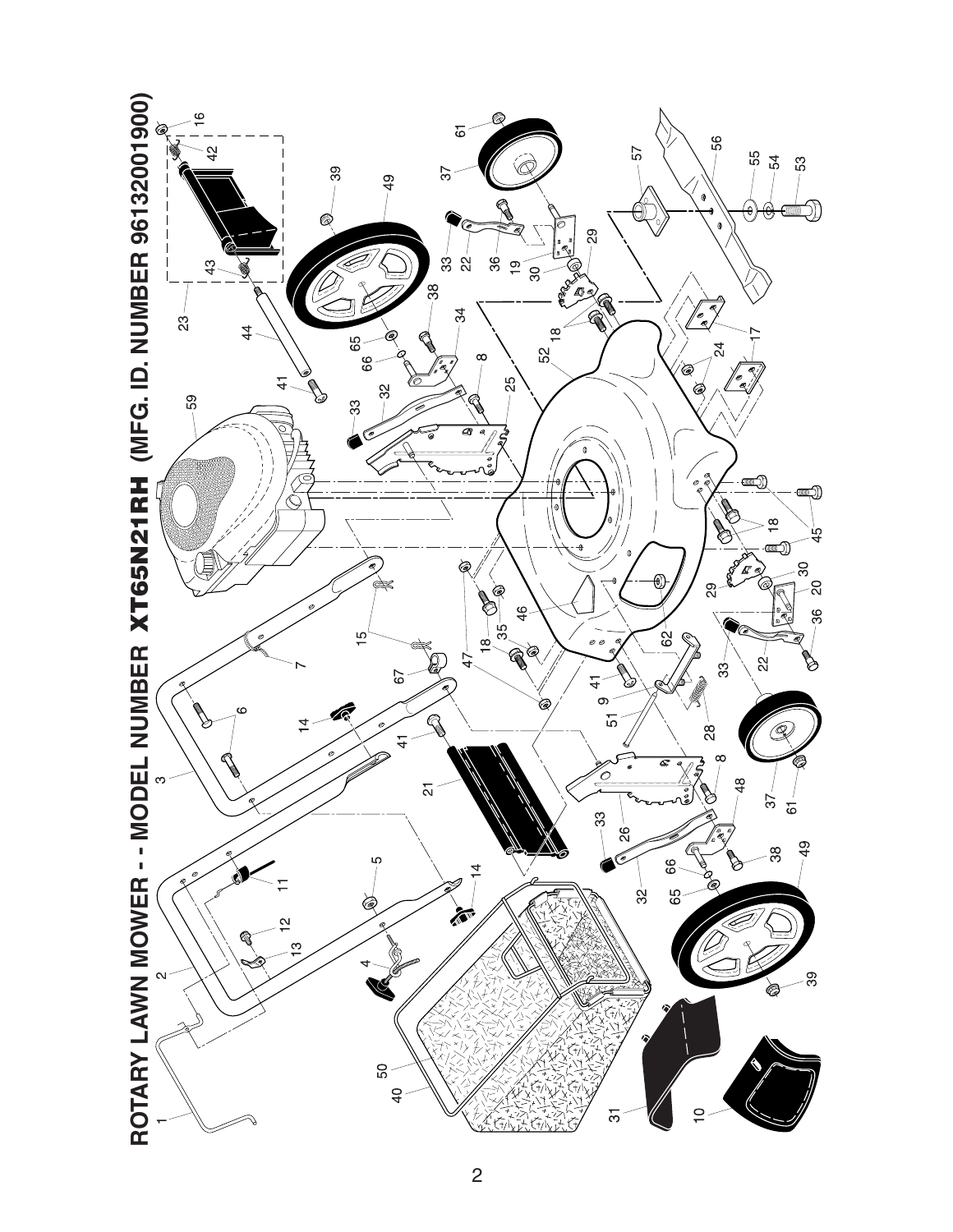# ROTARY LAWN MOWER - - MODEL NUMBER XT65N21RH (MFG. ID. NUMBER 96132001900)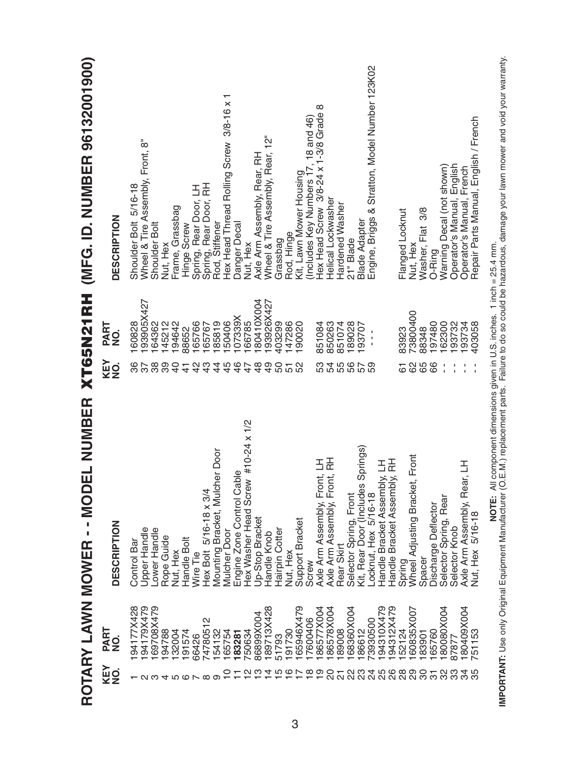# ROTARY LAWN MOWER - - MODEL NUMBER XT65N21RH (MFG. ID. NUMBER 96132001900)

| KEY NO. | PART NO. | DESCRIPTION | KEY NO. | PART NO. | DESCRIPTION |
|---|---|---|---|---|---|
| 1 | 194177X428 | Control Bar | 36 | 160828 | Shoulder Bolt 5/16-18 |
| 2 | 194179X479 | Upper Handle | 37 | 193905X427 | Wheel & Tire Assembly, Front, 8" |
| 3 | 169708X479 | Lower Handle | 38 | 164362 | Shoulder Bolt |
| 4 | 194788 | Rope Guide | 39 | 145212 | Nut, Hex |
| 5 | 132004 | Nut, Hex | 40 | 194642 | Frame, Grassbag |
| 6 | 191574 | Handle Bolt | 41 | 88652 | Hinge Screw |
| 7 | 66426 | Wire Tie | 42 | 165766 | Spring, Rear Door, LH |
| 8 | 74780512 | Hex Bolt 5/16-18 x 3/4 | 43 | 165767 | Spring, Rear Door, RH |
| 9 | 154132 | Mounting Bracket, Mulcher Door | 44 | 185819 | Rod, Stiffener |
| 10 | 165754 | Mulcher Door | 45 | 150406 | Hex Head Thread Rolling Screw 3/8-16 x 1 |
| 11 | **183281** | Engine Zone Control Cable | 46 | 107339X | Danger Decal |
| 12 | 750634 | Hex Washer Head Screw #10-24 x 1/2 | 47 | 166785 | Nut, Hex |
| 13 | 86899X004 | Up-Stop Bracket | 48 | 180410X004 | Axle Arm Assembly, Rear, RH |
| 14 | 189713X428 | Handle Knob | 49 | 193926X427 | Wheel & Tire Assembly, Rear, 12" |
| 15 | 51793 | Hairpin Cotter | 50 | 403299 | Grassbag |
| 16 | 191730 | Nut, Hex | 51 | 147286 | Rod, Hinge |
| 17 | 165946X479 | Support Bracket | 52 | 190020 | Kit, Lawn Mower Housing (Includes Key Numbers 17, 18 and 46) |
| 18 | 17600406 | Screw | | | |
| 19 | 186577X004 | Axle Arm Assembly, Front, LH | 53 | 851084 | Hex Head Screw 3/8-24 x 1-3/8 Grade 8 |
| 20 | 186578X004 | Axle Arm Assembly, Front, RH | 54 | 850263 | Helical Lockwasher |
| 21 | 189008 | Rear Skirt | 55 | 851074 | Hardened Washer |
| 22 | 168360X004 | Selector Spring, Front | 56 | 189028 | 21" Blade |
| 23 | 186612 | Kit, Rear Door (Includes Springs) | 57 | 193707 | Blade Adapter |
| 24 | 73930500 | Locknut, Hex 5/16-18 | 59 | - - - | Engine, Briggs & Stratton, Model Number 123K02 |
| 25 | 194310X479 | Handle Bracket Assembly, LH | | | |
| 26 | 194312X479 | Handle Bracket Assembly, RH | | | |
| 28 | 152124 | Spring | 61 | 83923 | Flanged Locknut |
| 29 | 160835X007 | Wheel Adjusting Bracket, Front | 62 | 73800400 | Nut, Hex |
| 30 | 183901 | Spacer | 65 | 88348 | Washer, Flat 3/8 |
| 31 | 165760 | Discharge Deflector | 66 | 197480 | O-Ring |
| 32 | 180080X004 | Selector Spring, Rear | - - | 162300 | Warning Decal (not shown) |
| 33 | 87877 | Selector Knob | - - | 193732 | Operator's Manual, English |
| 34 | 180409X004 | Axle Arm Assembly, Rear, LH | - - | 193734 | Operator's Manual, French |
| 35 | 751153 | Nut, Hex 5/16-18 | - - | 403058 | Repair Parts Manual, English / French |

**NOTE:** All component dimensions given in U.S. inches. 1 inch = 25.4 mm.

**IMPORTANT:** Use only Original Equipment Manufacturer (O.E.M.) replacement parts. Failure to do so could be hazardous, damage your lawn mower and void your warranty.